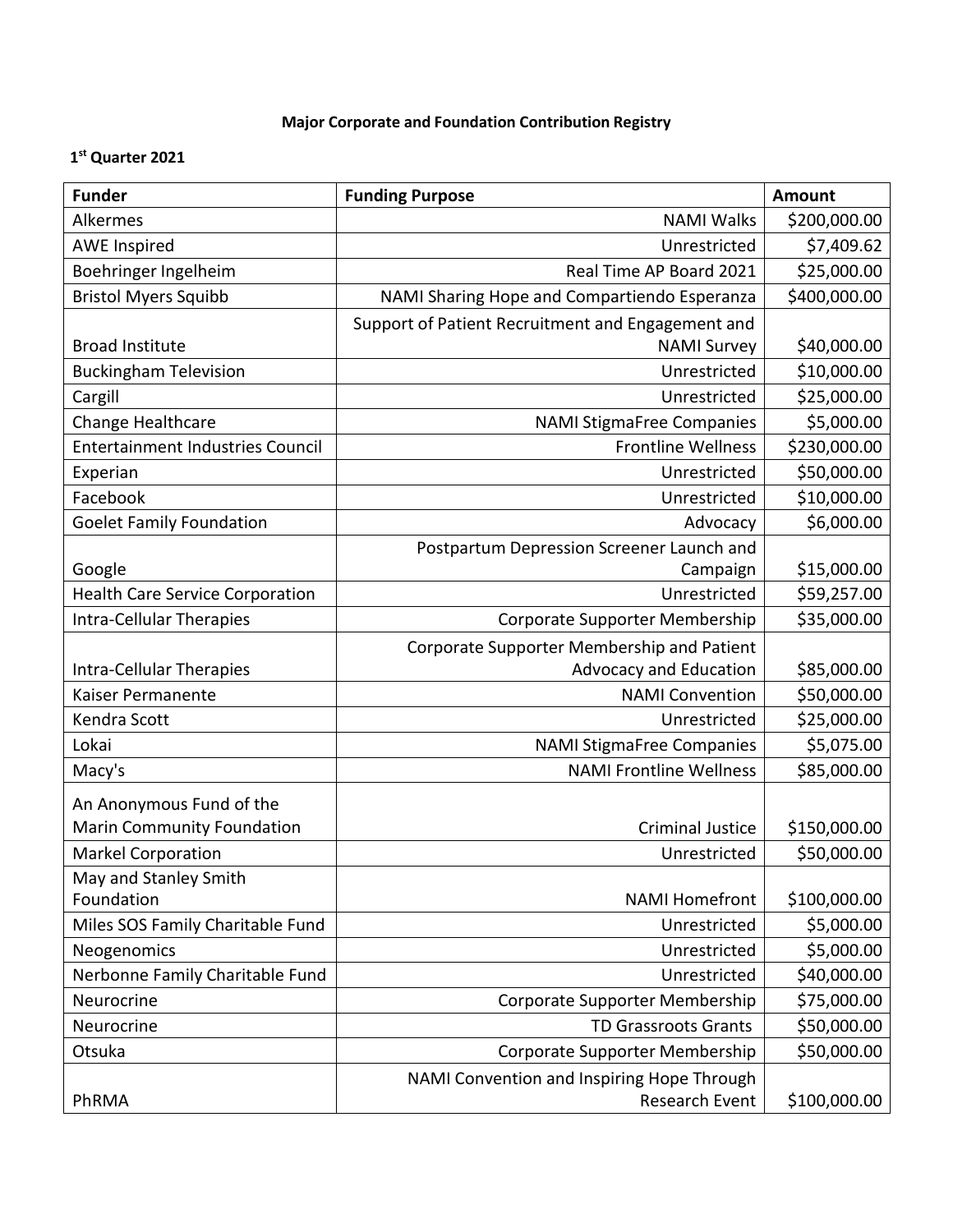**Major Corporate and Foundation Contribution Registry**

**1st Quarter 2021**

| Funder | Funding Purpose | Amount |
|---|---|---|
| Alkermes | NAMI Walks | $200,000.00 |
| AWE Inspired | Unrestricted | $7,409.62 |
| Boehringer Ingelheim | Real Time AP Board 2021 | $25,000.00 |
| Bristol Myers Squibb | NAMI Sharing Hope and Compartiendo Esperanza | $400,000.00 |
| Broad Institute | Support of Patient Recruitment and Engagement and NAMI Survey | $40,000.00 |
| Buckingham Television | Unrestricted | $10,000.00 |
| Cargill | Unrestricted | $25,000.00 |
| Change Healthcare | NAMI StigmaFree Companies | $5,000.00 |
| Entertainment Industries Council | Frontline Wellness | $230,000.00 |
| Experian | Unrestricted | $50,000.00 |
| Facebook | Unrestricted | $10,000.00 |
| Goelet Family Foundation | Advocacy | $6,000.00 |
| Google | Postpartum Depression Screener Launch and Campaign | $15,000.00 |
| Health Care Service Corporation | Unrestricted | $59,257.00 |
| Intra-Cellular Therapies | Corporate Supporter Membership | $35,000.00 |
| Intra-Cellular Therapies | Corporate Supporter Membership and Patient Advocacy and Education | $85,000.00 |
| Kaiser Permanente | NAMI Convention | $50,000.00 |
| Kendra Scott | Unrestricted | $25,000.00 |
| Lokai | NAMI StigmaFree Companies | $5,075.00 |
| Macy's | NAMI Frontline Wellness | $85,000.00 |
| An Anonymous Fund of the Marin Community Foundation | Criminal Justice | $150,000.00 |
| Markel Corporation | Unrestricted | $50,000.00 |
| May and Stanley Smith Foundation | NAMI Homefront | $100,000.00 |
| Miles SOS Family Charitable Fund | Unrestricted | $5,000.00 |
| Neogenomics | Unrestricted | $5,000.00 |
| Nerbonne Family Charitable Fund | Unrestricted | $40,000.00 |
| Neurocrine | Corporate Supporter Membership | $75,000.00 |
| Neurocrine | TD Grassroots Grants | $50,000.00 |
| Otsuka | Corporate Supporter Membership | $50,000.00 |
| PhRMA | NAMI Convention and Inspiring Hope Through Research Event | $100,000.00 |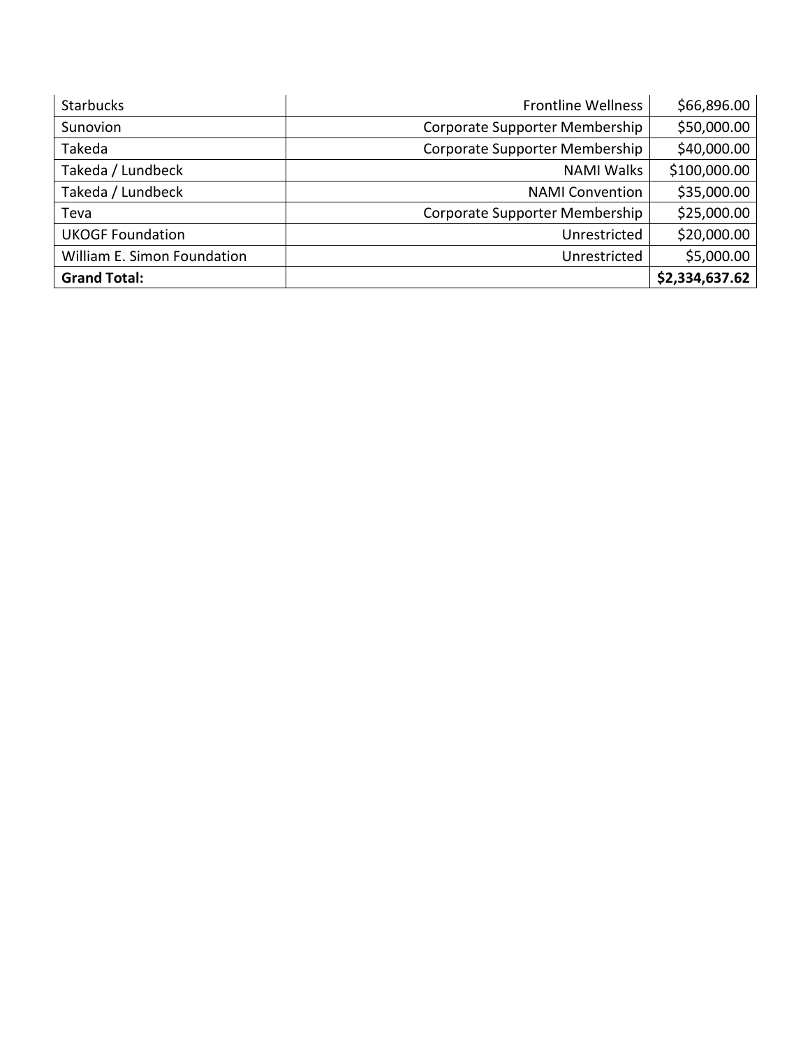| | | |
|---|---|---|
| Starbucks | Frontline Wellness | $66,896.00 |
| Sunovion | Corporate Supporter Membership | $50,000.00 |
| Takeda | Corporate Supporter Membership | $40,000.00 |
| Takeda / Lundbeck | NAMI Walks | $100,000.00 |
| Takeda / Lundbeck | NAMI Convention | $35,000.00 |
| Teva | Corporate Supporter Membership | $25,000.00 |
| UKOGF Foundation | Unrestricted | $20,000.00 |
| William E. Simon Foundation | Unrestricted | $5,000.00 |
| **Grand Total:** | | **$2,334,637.62** |